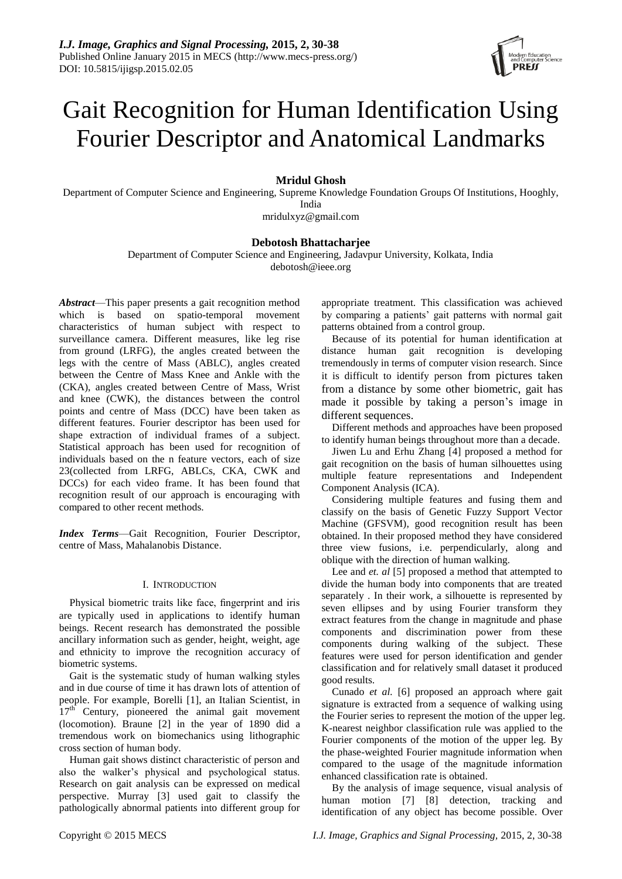# Gait Recognition for Human Identification Using Fourier Descriptor and Anatomical Landmarks

**Mridul Ghosh**

Department of Computer Science and Engineering, Supreme Knowledge Foundation Groups Of Institutions, Hooghly, India

mridulxyz@gmail.com

**Debotosh Bhattacharjee**

Department of Computer Science and Engineering, Jadavpur University, Kolkata, India

debotosh@ieee.org

***Abstract***—This paper presents a gait recognition method which is based on spatio-temporal movement characteristics of human subject with respect to surveillance camera. Different measures, like leg rise from ground (LRFG), the angles created between the legs with the centre of Mass (ABLC), angles created between the Centre of Mass Knee and Ankle with the (CKA), angles created between Centre of Mass, Wrist and knee (CWK), the distances between the control points and centre of Mass (DCC) have been taken as different features. Fourier descriptor has been used for shape extraction of individual frames of a subject. Statistical approach has been used for recognition of individuals based on the n feature vectors, each of size 23(collected from LRFG, ABLCs, CKA, CWK and DCCs) for each video frame. It has been found that recognition result of our approach is encouraging with compared to other recent methods.

***Index Terms***—Gait Recognition, Fourier Descriptor, centre of Mass, Mahalanobis Distance.

## I. INTRODUCTION

Physical biometric traits like face, fingerprint and iris are typically used in applications to identify human beings. Recent research has demonstrated the possible ancillary information such as gender, height, weight, age and ethnicity to improve the recognition accuracy of biometric systems.

Gait is the systematic study of human walking styles and in due course of time it has drawn lots of attention of people. For example, Borelli [1], an Italian Scientist, in 17th Century, pioneered the animal gait movement (locomotion). Braune [2] in the year of 1890 did a tremendous work on biomechanics using lithographic cross section of human body.

Human gait shows distinct characteristic of person and also the walker's physical and psychological status. Research on gait analysis can be expressed on medical perspective. Murray [3] used gait to classify the pathologically abnormal patients into different group for appropriate treatment. This classification was achieved by comparing a patients' gait patterns with normal gait patterns obtained from a control group.

Because of its potential for human identification at distance human gait recognition is developing tremendously in terms of computer vision research. Since it is difficult to identify person from pictures taken from a distance by some other biometric, gait has made it possible by taking a person's image in different sequences.

Different methods and approaches have been proposed to identify human beings throughout more than a decade.

Jiwen Lu and Erhu Zhang [4] proposed a method for gait recognition on the basis of human silhouettes using multiple feature representations and Independent Component Analysis (ICA).

Considering multiple features and fusing them and classify on the basis of Genetic Fuzzy Support Vector Machine (GFSVM), good recognition result has been obtained. In their proposed method they have considered three view fusions, i.e. perpendicularly, along and oblique with the direction of human walking.

Lee and *et. al* [5] proposed a method that attempted to divide the human body into components that are treated separately . In their work, a silhouette is represented by seven ellipses and by using Fourier transform they extract features from the change in magnitude and phase components and discrimination power from these components during walking of the subject. These features were used for person identification and gender classification and for relatively small dataset it produced good results.

Cunado *et al.* [6] proposed an approach where gait signature is extracted from a sequence of walking using the Fourier series to represent the motion of the upper leg. K-nearest neighbor classification rule was applied to the Fourier components of the motion of the upper leg. By the phase-weighted Fourier magnitude information when compared to the usage of the magnitude information enhanced classification rate is obtained.

By the analysis of image sequence, visual analysis of human motion [7] [8] detection, tracking and identification of any object has become possible. Over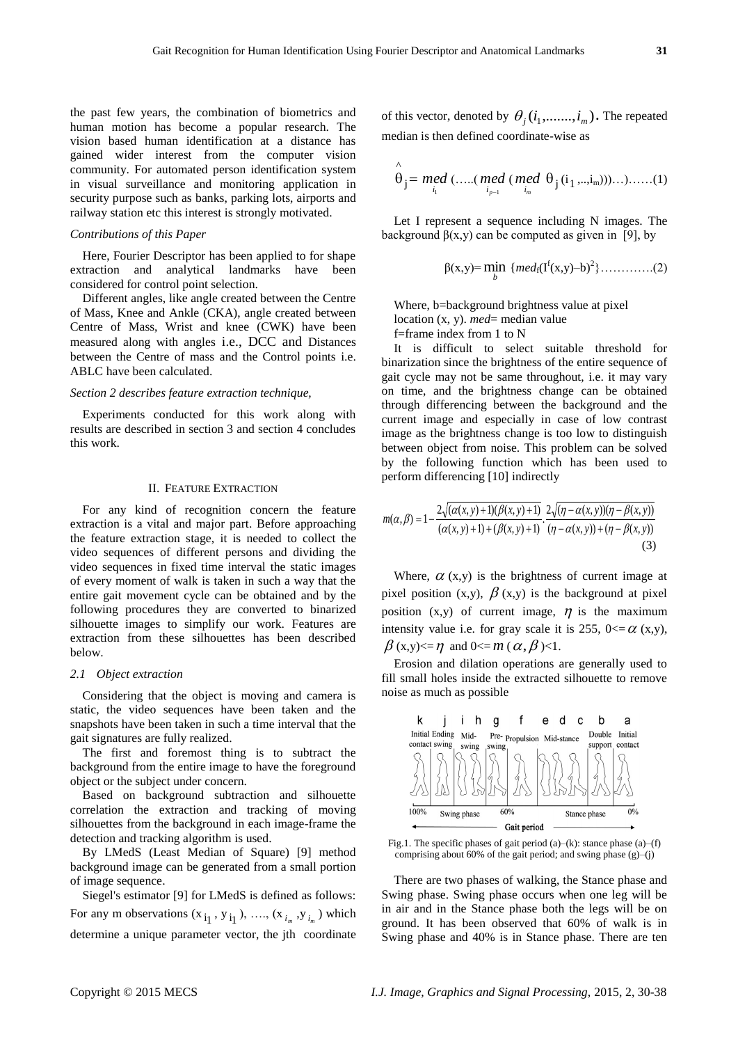the past few years, the combination of biometrics and human motion has become a popular research. The vision based human identification at a distance has gained wider interest from the computer vision community. For automated person identification system in visual surveillance and monitoring application in security purpose such as banks, parking lots, airports and railway station etc this interest is strongly motivated.

*Contributions of this Paper*

Here, Fourier Descriptor has been applied to for shape extraction and analytical landmarks have been considered for control point selection.

Different angles, like angle created between the Centre of Mass, Knee and Ankle (CKA), angle created between Centre of Mass, Wrist and knee (CWK) have been measured along with angles i.e., DCC and Distances between the Centre of mass and the Control points i.e. ABLC have been calculated.

*Section 2 describes feature extraction technique,*

Experiments conducted for this work along with results are described in section 3 and section 4 concludes this work.

## II. Feature Extraction

For any kind of recognition concern the feature extraction is a vital and major part. Before approaching the feature extraction stage, it is needed to collect the video sequences of different persons and dividing the video sequences in fixed time interval the static images of every moment of walk is taken in such a way that the entire gait movement cycle can be obtained and by the following procedures they are converted to binarized silhouette images to simplify our work. Features are extraction from these silhouettes has been described below.

### *2.1 Object extraction*

Considering that the object is moving and camera is static, the video sequences have been taken and the snapshots have been taken in such a time interval that the gait signatures are fully realized.

The first and foremost thing is to subtract the background from the entire image to have the foreground object or the subject under concern.

Based on background subtraction and silhouette correlation the extraction and tracking of moving silhouettes from the background in each image-frame the detection and tracking algorithm is used.

By LMedS (Least Median of Square) [9] method background image can be generated from a small portion of image sequence.

Siegel's estimator [9] for LMedS is defined as follows: For any m observations $(x_{i_1}, y_{i_1})$, …., $(x_{i_m}, y_{i_m})$ which determine a unique parameter vector, the jth coordinate of this vector, denoted by $\theta_j(i_1,......., i_m)$. The repeated median is then defined coordinate-wise as

$$\hat{\theta}_j = \underset{i_1}{med}\,(.....(\underset{i_{p-1}}{med}\,(\underset{i_m}{med}\;\theta_j\,(i_1,..,i_m)))...)......(1)$$

Let I represent a sequence including N images. The background $\beta(x,y)$ can be computed as given in [9], by

$$\beta(x,y) = \min_b \{med_f(I^f(x,y) - b)^2\}.............(2)$$

Where, b=background brightness value at pixel location (x, y). *med*= median value

f=frame index from 1 to N

It is difficult to select suitable threshold for binarization since the brightness of the entire sequence of gait cycle may not be same throughout, i.e. it may vary on time, and the brightness change can be obtained through differencing between the background and the current image and especially in case of low contrast image as the brightness change is too low to distinguish between object from noise. This problem can be solved by the following function which has been used to perform differencing [10] indirectly

$$m(\alpha,\beta) = 1 - \frac{2\sqrt{(\alpha(x,y)+1)(\beta(x,y)+1)}}{(\alpha(x,y)+1)+(\beta(x,y)+1)} \cdot \frac{2\sqrt{(\eta-\alpha(x,y))(\eta-\beta(x,y))}}{(\eta-\alpha(x,y))+(\eta-\beta(x,y))} \tag{3}$$

Where, $\alpha$ (x,y) is the brightness of current image at pixel position (x,y), $\beta$ (x,y) is the background at pixel position (x,y) of current image, $\eta$ is the maximum intensity value i.e. for gray scale it is 255, $0 <= \alpha(x,y)$, $\beta(x,y) <= \eta$ and $0 <= m(\alpha, \beta) < 1$.

Erosion and dilation operations are generally used to fill small holes inside the extracted silhouette to remove noise as much as possible

k j i h g f e d c b a

Initial contact | Ending swing | Mid-swing | Pre-swing | Propulsion | Mid-stance | Double support | Initial contact

100% Swing phase 60% Stance phase 0%

Gait period

Fig.1. The specific phases of gait period (a)–(k): stance phase (a)–(f) comprising about 60% of the gait period; and swing phase (g)–(j)

There are two phases of walking, the Stance phase and Swing phase. Swing phase occurs when one leg will be in air and in the Stance phase both the legs will be on ground. It has been observed that 60% of walk is in Swing phase and 40% is in Stance phase. There are ten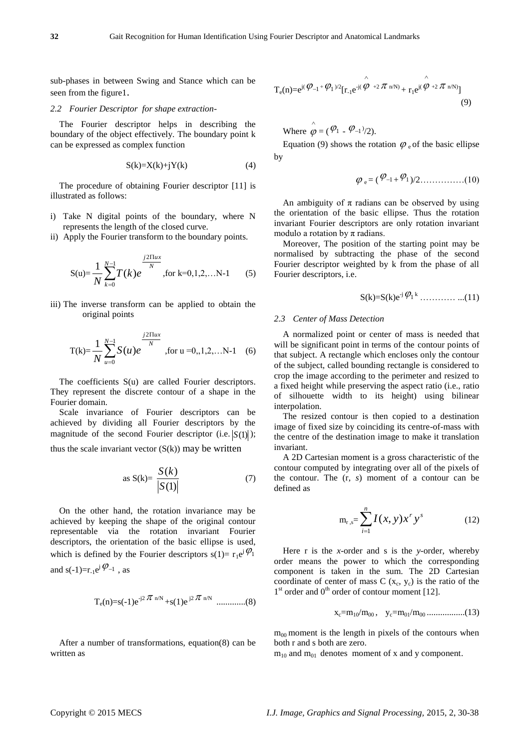sub-phases in between Swing and Stance which can be seen from the figure1.

### *2.2 Fourier Descriptor for shape extraction-*

The Fourier descriptor helps in describing the boundary of the object effectively. The boundary point k can be expressed as complex function

$$S(k)=X(k)+jY(k) \tag{4}$$

The procedure of obtaining Fourier descriptor [11] is illustrated as follows:

i) Take N digital points of the boundary, where N represents the length of the closed curve.
ii) Apply the Fourier transform to the boundary points.

$$S(u)=\frac{1}{N}\sum_{k=0}^{N-1}T(k)e^{\frac{j2\Pi ux}{N}} \text{,for k=0,1,2,...N-1} \tag{5}$$

iii) The inverse transform can be applied to obtain the original points

$$T(k)=\frac{1}{N}\sum_{u=0}^{N-1}S(u)e^{\frac{j2\Pi ux}{N}} \text{,for u =0,,1,2,...N-1} \tag{6}$$

The coefficients S(u) are called Fourier descriptors. They represent the discrete contour of a shape in the Fourier domain.

Scale invariance of Fourier descriptors can be achieved by dividing all Fourier descriptors by the magnitude of the second Fourier descriptor (i.e. $|S(1)|$); thus the scale invariant vector (S(k)) may be written

$$\text{as } S(k)=\frac{S(k)}{|S(1)|} \tag{7}$$

On the other hand, the rotation invariance may be achieved by keeping the shape of the original contour representable via the rotation invariant Fourier descriptors, the orientation of the basic ellipse is used, which is defined by the Fourier descriptors $s(1)=r_1e^{j\varphi_1}$ and $s(-1)=r_{-1}e^{j\varphi_{-1}}$, as

$$T_e(n)=s(-1)e^{-j2\pi n/N}+s(1)e^{j2\pi n/N} \text{ ............(8)}$$

After a number of transformations, equation(8) can be written as

$$T_e(n)=e^{j(\varphi_{-1}+\varphi_1)/2}[r_{-1}e^{-j(\hat{\varphi}+2\pi n/N)}+r_1e^{j(\hat{\varphi}+2\pi n/N)}] \tag{9}$$

Where $\hat{\varphi}=(\varphi_1-\varphi_{-1})/2)$.

Equation (9) shows the rotation $\varphi_e$ of the basic ellipse by

$$\varphi_e=(\varphi_{-1}+\varphi_1)/2 \text{...............(10)}$$

An ambiguity of π radians can be observed by using the orientation of the basic ellipse. Thus the rotation invariant Fourier descriptors are only rotation invariant modulo a rotation by π radians.

Moreover, The position of the starting point may be normalised by subtracting the phase of the second Fourier descriptor weighted by k from the phase of all Fourier descriptors, i.e.

$$S(k)=S(k)e^{-j\varphi_1 k} \text{ ............ ...(11)}$$

### *2.3 Center of Mass Detection*

A normalized point or center of mass is needed that will be significant point in terms of the contour points of that subject. A rectangle which encloses only the contour of the subject, called bounding rectangle is considered to crop the image according to the perimeter and resized to a fixed height while preserving the aspect ratio (i.e., ratio of silhouette width to its height) using bilinear interpolation.

The resized contour is then copied to a destination image of fixed size by coinciding its centre-of-mass with the centre of the destination image to make it translation invariant.

A 2D Cartesian moment is a gross characteristic of the contour computed by integrating over all of the pixels of the contour. The (r, *s*) moment of a contour can be defined as

$$m_{r,s}=\sum_{i=1}^{n}I(x,y)x^r y^s \tag{12}$$

Here r is the *x*-order and s is the *y*-order, whereby order means the power to which the corresponding component is taken in the sum. The 2D Cartesian coordinate of center of mass C ($x_c$, $y_c$) is the ratio of the 1st order and 0th order of contour moment [12].

$$x_c=m_{10}/m_{00}, \quad y_c=m_{01}/m_{00} \text{ .................(13)}$$

$m_{00}$ moment is the length in pixels of the contours when both r and s both are zero.

$m_{10}$ and $m_{01}$ denotes moment of x and y component.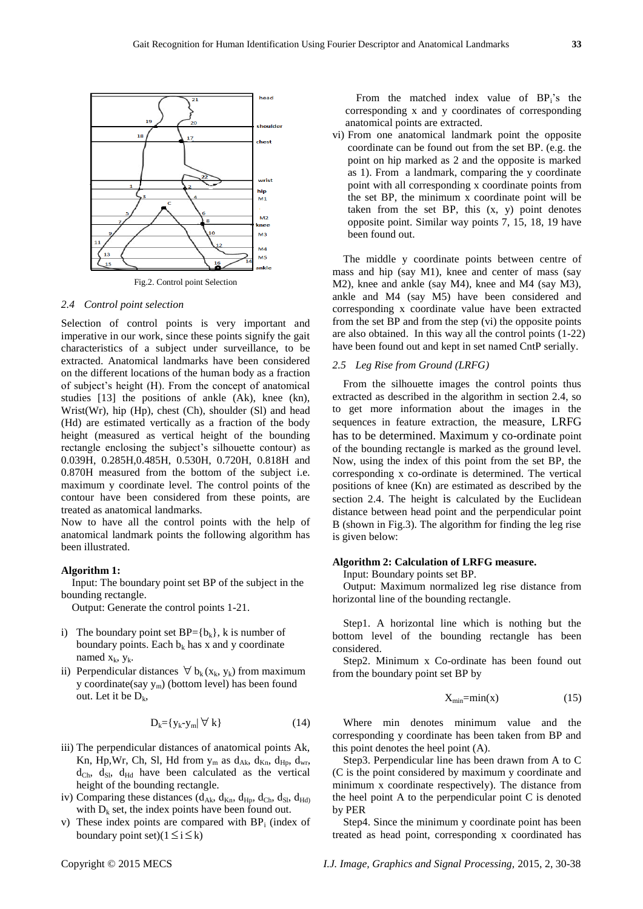Fig.2. Control point Selection

### 2.4 Control point selection

Selection of control points is very important and imperative in our work, since these points signify the gait characteristics of a subject under surveillance, to be extracted. Anatomical landmarks have been considered on the different locations of the human body as a fraction of subject's height (H). From the concept of anatomical studies [13] the positions of ankle (Ak), knee (kn), Wrist(Wr), hip (Hp), chest (Ch), shoulder (Sl) and head (Hd) are estimated vertically as a fraction of the body height (measured as vertical height of the bounding rectangle enclosing the subject's silhouette contour) as 0.039H, 0.285H,0.485H, 0.530H, 0.720H, 0.818H and 0.870H measured from the bottom of the subject i.e. maximum y coordinate level. The control points of the contour have been considered from these points, are treated as anatomical landmarks.

Now to have all the control points with the help of anatomical landmark points the following algorithm has been illustrated.

**Algorithm 1:**

Input: The boundary point set BP of the subject in the bounding rectangle.

Output: Generate the control points 1-21.

i) The boundary point set BP={$b_k$}, k is number of boundary points. Each $b_k$ has x and y coordinate named $x_k$, $y_k$.
ii) Perpendicular distances $\forall\, b_k(x_k, y_k)$ from maximum y coordinate(say $y_m$) (bottom level) has been found out. Let it be $D_k$,

$$D_k=\{|y_k-y_m| \;\forall\; k\} \tag{14}$$

iii) The perpendicular distances of anatomical points Ak, Kn, Hp,Wr, Ch, Sl, Hd from $y_m$ as $d_{Ak}$, $d_{Kn}$, $d_{Hp}$, $d_{wr}$, $d_{Ch}$, $d_{Sl}$, $d_{Hd}$ have been calculated as the vertical height of the bounding rectangle.
iv) Comparing these distances ($d_{Ak}$, $d_{Kn}$, $d_{Hp}$, $d_{Ch}$, $d_{Sl}$, $d_{Hd}$) with $D_k$ set, the index points have been found out.
v) These index points are compared with $BP_i$ (index of boundary point set)($1 \leq i \leq k$)

From the matched index value of $BP_i$'s the corresponding x and y coordinates of corresponding anatomical points are extracted.
vi) From one anatomical landmark point the opposite coordinate can be found out from the set BP. (e.g. the point on hip marked as 2 and the opposite is marked as 1). From a landmark, comparing the y coordinate point with all corresponding x coordinate points from the set BP, the minimum x coordinate point will be taken from the set BP, this (x, y) point denotes opposite point. Similar way points 7, 15, 18, 19 have been found out.

The middle y coordinate points between centre of mass and hip (say M1), knee and center of mass (say M2), knee and ankle (say M4), knee and M4 (say M3), ankle and M4 (say M5) have been considered and corresponding x coordinate value have been extracted from the set BP and from the step (vi) the opposite points are also obtained. In this way all the control points (1-22) have been found out and kept in set named CntP serially.

### 2.5 Leg Rise from Ground (LRFG)

From the silhouette images the control points thus extracted as described in the algorithm in section 2.4, so to get more information about the images in the sequences in feature extraction, the measure, LRFG has to be determined. Maximum y co-ordinate point of the bounding rectangle is marked as the ground level. Now, using the index of this point from the set BP, the corresponding x co-ordinate is determined. The vertical positions of knee (Kn) are estimated as described by the section 2.4. The height is calculated by the Euclidean distance between head point and the perpendicular point B (shown in Fig.3). The algorithm for finding the leg rise is given below:

**Algorithm 2: Calculation of LRFG measure.**

Input: Boundary points set BP.

Output: Maximum normalized leg rise distance from horizontal line of the bounding rectangle.

Step1. A horizontal line which is nothing but the bottom level of the bounding rectangle has been considered.

Step2. Minimum x Co-ordinate has been found out from the boundary point set BP by

$$X_{min}=\min(x) \tag{15}$$

Where min denotes minimum value and the corresponding y coordinate has been taken from BP and this point denotes the heel point (A).

Step3. Perpendicular line has been drawn from A to C (C is the point considered by maximum y coordinate and minimum x coordinate respectively). The distance from the heel point A to the perpendicular point C is denoted by PER

Step4. Since the minimum y coordinate point has been treated as head point, corresponding x coordinated has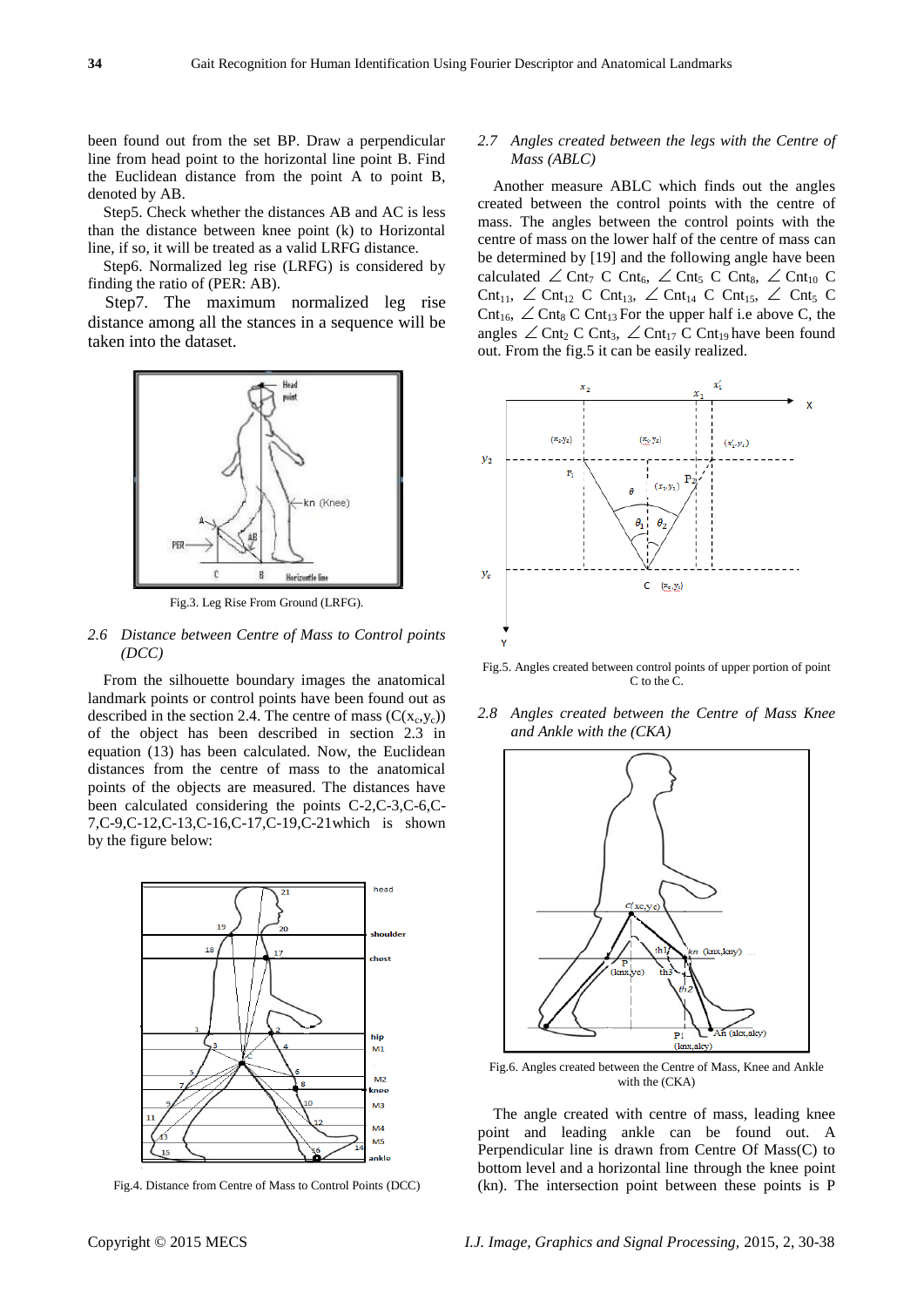been found out from the set BP. Draw a perpendicular line from head point to the horizontal line point B. Find the Euclidean distance from the point A to point B, denoted by AB.

Step5. Check whether the distances AB and AC is less than the distance between knee point (k) to Horizontal line, if so, it will be treated as a valid LRFG distance.

Step6. Normalized leg rise (LRFG) is considered by finding the ratio of (PER: AB).

Step7. The maximum normalized leg rise distance among all the stances in a sequence will be taken into the dataset.

Fig.3. Leg Rise From Ground (LRFG).

### 2.6 Distance between Centre of Mass to Control points (DCC)

From the silhouette boundary images the anatomical landmark points or control points have been found out as described in the section 2.4. The centre of mass ($C(x_c,y_c)$) of the object has been described in section 2.3 in equation (13) has been calculated. Now, the Euclidean distances from the centre of mass to the anatomical points of the objects are measured. The distances have been calculated considering the points C-2,C-3,C-6,C-7,C-9,C-12,C-13,C-16,C-17,C-19,C-21which is shown by the figure below:

Fig.4. Distance from Centre of Mass to Control Points (DCC)

### 2.7 Angles created between the legs with the Centre of Mass (ABLC)

Another measure ABLC which finds out the angles created between the control points with the centre of mass. The angles between the control points with the centre of mass on the lower half of the centre of mass can be determined by [19] and the following angle have been calculated $\angle$ $Cnt_7$ C $Cnt_6$, $\angle$ $Cnt_5$ C $Cnt_8$, $\angle$ $Cnt_{10}$ C $Cnt_{11}$, $\angle$ $Cnt_{12}$ C $Cnt_{13}$, $\angle$ $Cnt_{14}$ C $Cnt_{15}$, $\angle$ $Cnt_5$ C $Cnt_{16}$, $\angle$ $Cnt_8$ C $Cnt_{13}$ For the upper half i.e above C, the angles $\angle$ $Cnt_2$ C $Cnt_3$, $\angle$ $Cnt_{17}$ C $Cnt_{19}$ have been found out. From the fig.5 it can be easily realized.

Fig.5. Angles created between control points of upper portion of point C to the C.

### 2.8 Angles created between the Centre of Mass Knee and Ankle with the (CKA)

Fig.6. Angles created between the Centre of Mass, Knee and Ankle with the (CKA)

The angle created with centre of mass, leading knee point and leading ankle can be found out. A Perpendicular line is drawn from Centre Of Mass(C) to bottom level and a horizontal line through the knee point (kn). The intersection point between these points is P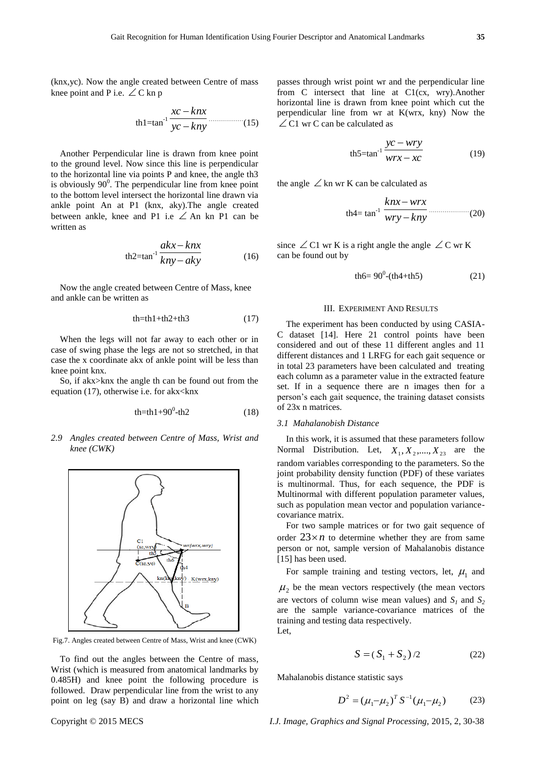(knx,yc). Now the angle created between Centre of mass knee point and P i.e. ∠C kn p

$$\text{th1}=\tan^{-1}\frac{xc-knx}{yc-kny} \quad (15)$$

Another Perpendicular line is drawn from knee point to the ground level. Now since this line is perpendicular to the horizontal line via points P and knee, the angle th3 is obviously $90^0$. The perpendicular line from knee point to the bottom level intersect the horizontal line drawn via ankle point An at P1 (knx, aky).The angle created between ankle, knee and P1 i.e ∠An kn P1 can be written as

$$\text{th2}=\tan^{-1}\frac{akx-knx}{kny-aky} \quad (16)$$

Now the angle created between Centre of Mass, knee and ankle can be written as

$$\text{th}=\text{th1}+\text{th2}+\text{th3} \quad (17)$$

When the legs will not far away to each other or in case of swing phase the legs are not so stretched, in that case the x coordinate akx of ankle point will be less than knee point knx.

So, if akx>knx the angle th can be found out from the equation (17), otherwise i.e. for akx<knx

$$\text{th}=\text{th1}+90^0-\text{th2} \quad (18)$$

### *2.9 Angles created between Centre of Mass, Wrist and knee (CWK)*

Fig.7. Angles created between Centre of Mass, Wrist and knee (CWK)

To find out the angles between the Centre of mass, Wrist (which is measured from anatomical landmarks by 0.485H) and knee point the following procedure is followed. Draw perpendicular line from the wrist to any point on leg (say B) and draw a horizontal line which passes through wrist point wr and the perpendicular line from C intersect that line at C1(cx, wry).Another horizontal line is drawn from knee point which cut the perpendicular line from wr at K(wrx, kny) Now the ∠C1 wr C can be calculated as

$$\text{th5}=\tan^{-1}\frac{yc-wry}{wrx-xc} \quad (19)$$

the angle ∠kn wr K can be calculated as

$$\text{th4}=\tan^{-1}\frac{knx-wrx}{wry-kny} \quad (20)$$

since ∠C1 wr K is a right angle the angle ∠C wr K can be found out by

$$\text{th6}=90^0-(\text{th4}+\text{th5}) \quad (21)$$

## III. Experiment And Results

The experiment has been conducted by using CASIA-C dataset [14]. Here 21 control points have been considered and out of these 11 different angles and 11 different distances and 1 LRFG for each gait sequence or in total 23 parameters have been calculated and treating each column as a parameter value in the extracted feature set. If in a sequence there are n images then for a person's each gait sequence, the training dataset consists of 23x n matrices.

### *3.1 Mahalanobish Distance*

In this work, it is assumed that these parameters follow Normal Distribution. Let, $X_1, X_2, ...., X_{23}$ are the random variables corresponding to the parameters. So the joint probability density function (PDF) of these variates is multinormal. Thus, for each sequence, the PDF is Multinormal with different population parameter values, such as population mean vector and population variance-covariance matrix.

For two sample matrices or for two gait sequence of order $23\times n$ to determine whether they are from same person or not, sample version of Mahalanobis distance [15] has been used.

For sample training and testing vectors, let, $\mu_1$ and $\mu_2$ be the mean vectors respectively (the mean vectors are vectors of column wise mean values) and $S_1$ and $S_2$ are the sample variance-covariance matrices of the training and testing data respectively.

Let,

$$S=(S_1+S_2)/2 \quad (22)$$

Mahalanobis distance statistic says

$$D^2=(\mu_1-\mu_2)^T S^{-1}(\mu_1-\mu_2) \quad (23)$$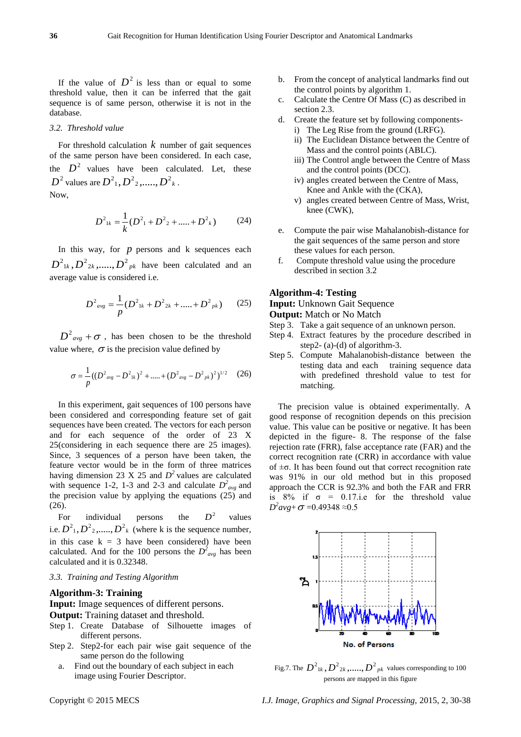If the value of $D^2$ is less than or equal to some threshold value, then it can be inferred that the gait sequence is of same person, otherwise it is not in the database.

### *3.2. Threshold value*

For threshold calculation $k$ number of gait sequences of the same person have been considered. In each case, the $D^2$ values have been calculated. Let, these $D^2$ values are $D^2{}_1, D^2{}_2, ......, D^2{}_k$.

Now,

$$D^2{}_{1k} = \frac{1}{k}(D^2{}_1 + D^2{}_2 + ..... + D^2{}_k) \qquad (24)$$

In this way, for $p$ persons and k sequences each $D^2{}_{1k}, D^2{}_{2k}, ......, D^2{}_{pk}$ have been calculated and an average value is considered i.e.

$$D^2{}_{avg} = \frac{1}{p}(D^2{}_{1k} + D^2{}_{2k} + ..... + D^2{}_{pk}) \qquad (25)$$

$D^2{}_{avg} + \sigma$, has been chosen to be the threshold value where, $\sigma$ is the precision value defined by

$$\sigma = \frac{1}{p}((D^2{}_{avg} - D^2{}_{1k})^2 + ..... + (D^2{}_{avg} - D^2{}_{pk})^2)^{1/2} \qquad (26)$$

In this experiment, gait sequences of 100 persons have been considered and corresponding feature set of gait sequences have been created. The vectors for each person and for each sequence of the order of 23 X 25(considering in each sequence there are 25 images). Since, 3 sequences of a person have been taken, the feature vector would be in the form of three matrices having dimension 23 X 25 and $D^2$ values are calculated with sequence 1-2, 1-3 and 2-3 and calculate $D^2{}_{avg}$ and the precision value by applying the equations (25) and (26).

For individual persons the $D^2$ values i.e. $D^2{}_1, D^2{}_2, ......, D^2{}_k$ (where k is the sequence number, in this case k = 3 have been considered) have been calculated. And for the 100 persons the $D^2{}_{avg}$ has been calculated and it is 0.32348.

### *3.3. Training and Testing Algorithm*

**Algorithm-3: Training**

**Input:** Image sequences of different persons.

**Output:** Training dataset and threshold.

Step 1. Create Database of Silhouette images of different persons.

Step 2. Step2-for each pair wise gait sequence of the same person do the following

a. Find out the boundary of each subject in each image using Fourier Descriptor.

b. From the concept of analytical landmarks find out the control points by algorithm 1.

c. Calculate the Centre Of Mass (C) as described in section 2.3.

d. Create the feature set by following components-
   i) The Leg Rise from the ground (LRFG).
   ii) The Euclidean Distance between the Centre of Mass and the control points (ABLC).
   iii) The Control angle between the Centre of Mass and the control points (DCC).
   iv) angles created between the Centre of Mass, Knee and Ankle with the (CKA),
   v) angles created between Centre of Mass, Wrist, knee (CWK),

e. Compute the pair wise Mahalanobish-distance for the gait sequences of the same person and store these values for each person.

f. Compute threshold value using the procedure described in section 3.2

**Algorithm-4: Testing**

**Input:** Unknown Gait Sequence

**Output:** Match or No Match

Step 3. Take a gait sequence of an unknown person.

Step 4. Extract features by the procedure described in step2- (a)-(d) of algorithm-3.

Step 5. Compute Mahalanobish-distance between the testing data and each training sequence data with predefined threshold value to test for matching.

The precision value is obtained experimentally. A good response of recognition depends on this precision value. This value can be positive or negative. It has been depicted in the figure- 8. The response of the false rejection rate (FRR), false acceptance rate (FAR) and the correct recognition rate (CRR) in accordance with value of ±σ. It has been found out that correct recognition rate was 91% in our old method but in this proposed approach the CCR is 92.3% and both the FAR and FRR is 8% if σ = 0.17.i.e for the threshold value $D^2avg + \sigma$ =0.49348 ≈0.5

Fig.7. The $D^2{}_{1k}, D^2{}_{2k}, ......, D^2{}_{pk}$ values corresponding to 100 persons are mapped in this figure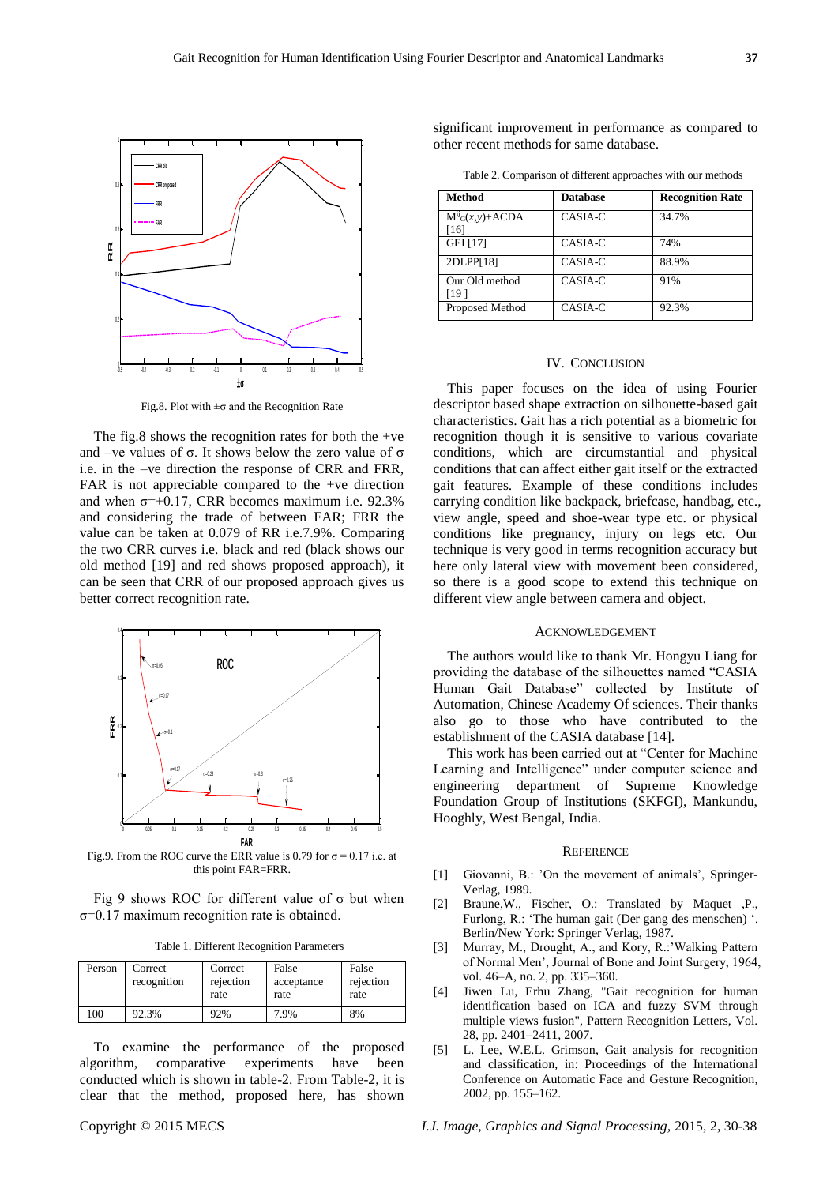Fig.8. Plot with ±σ and the Recognition Rate

The fig.8 shows the recognition rates for both the +ve and –ve values of σ. It shows below the zero value of σ i.e. in the –ve direction the response of CRR and FRR, FAR is not appreciable compared to the +ve direction and when σ=+0.17, CRR becomes maximum i.e. 92.3% and considering the trade of between FAR; FRR the value can be taken at 0.079 of RR i.e.7.9%. Comparing the two CRR curves i.e. black and red (black shows our old method [19] and red shows proposed approach), it can be seen that CRR of our proposed approach gives us better correct recognition rate.

Fig.9. From the ROC curve the ERR value is 0.79 for σ = 0.17 i.e. at this point FAR=FRR.

Fig 9 shows ROC for different value of σ but when σ=0.17 maximum recognition rate is obtained.

Table 1. Different Recognition Parameters

| Person | Correct recognition | Correct rejection rate | False acceptance rate | False rejection rate |
|---|---|---|---|---|
| 100 | 92.3% | 92% | 7.9% | 8% |

To examine the performance of the proposed algorithm, comparative experiments have been conducted which is shown in table-2. From Table-2, it is clear that the method, proposed here, has shown significant improvement in performance as compared to other recent methods for same database.

Table 2. Comparison of different approaches with our methods

| Method | Database | Recognition Rate |
|---|---|---|
| $M^{ij}_G(x,y)$+ACDA [16] | CASIA-C | 34.7% |
| GEI [17] | CASIA-C | 74% |
| 2DLPP[18] | CASIA-C | 88.9% |
| Our Old method [19 ] | CASIA-C | 91% |
| Proposed Method | CASIA-C | 92.3% |

## IV. Conclusion

This paper focuses on the idea of using Fourier descriptor based shape extraction on silhouette-based gait characteristics. Gait has a rich potential as a biometric for recognition though it is sensitive to various covariate conditions, which are circumstantial and physical conditions that can affect either gait itself or the extracted gait features. Example of these conditions includes carrying condition like backpack, briefcase, handbag, etc., view angle, speed and shoe-wear type etc. or physical conditions like pregnancy, injury on legs etc. Our technique is very good in terms recognition accuracy but here only lateral view with movement been considered, so there is a good scope to extend this technique on different view angle between camera and object.

## Acknowledgement

The authors would like to thank Mr. Hongyu Liang for providing the database of the silhouettes named "CASIA Human Gait Database" collected by Institute of Automation, Chinese Academy Of sciences. Their thanks also go to those who have contributed to the establishment of the CASIA database [14].

This work has been carried out at "Center for Machine Learning and Intelligence" under computer science and engineering department of Supreme Knowledge Foundation Group of Institutions (SKFGI), Mankundu, Hooghly, West Bengal, India.

## Reference

[1] Giovanni, B.: 'On the movement of animals', Springer-Verlag, 1989.

[2] Braune,W., Fischer, O.: Translated by Maquet ,P., Furlong, R.: 'The human gait (Der gang des menschen) '. Berlin/New York: Springer Verlag, 1987.

[3] Murray, M., Drought, A., and Kory, R.:'Walking Pattern of Normal Men', Journal of Bone and Joint Surgery, 1964, vol. 46–A, no. 2, pp. 335–360.

[4] Jiwen Lu, Erhu Zhang, "Gait recognition for human identification based on ICA and fuzzy SVM through multiple views fusion", Pattern Recognition Letters, Vol. 28, pp. 2401–2411, 2007.

[5] L. Lee, W.E.L. Grimson, Gait analysis for recognition and classification, in: Proceedings of the International Conference on Automatic Face and Gesture Recognition, 2002, pp. 155–162.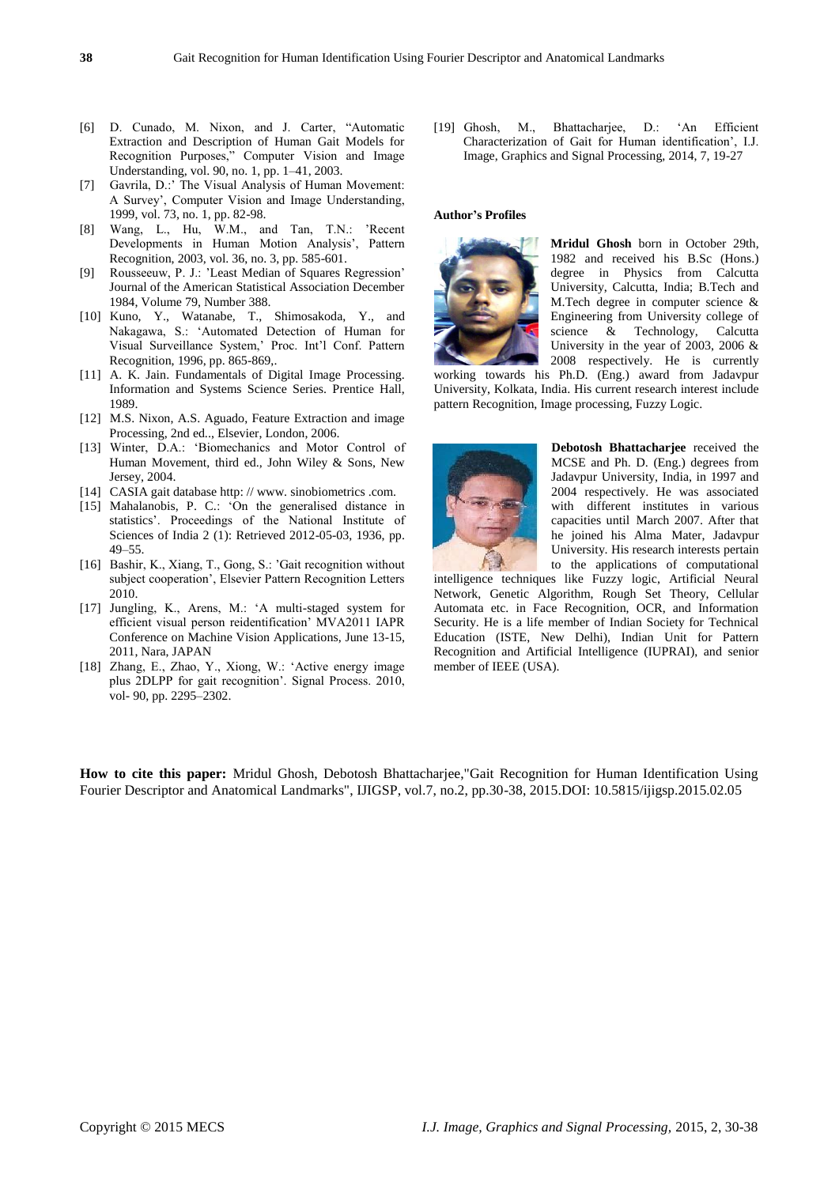[6] D. Cunado, M. Nixon, and J. Carter, "Automatic Extraction and Description of Human Gait Models for Recognition Purposes," Computer Vision and Image Understanding, vol. 90, no. 1, pp. 1–41, 2003.

[7] Gavrila, D.:' The Visual Analysis of Human Movement: A Survey', Computer Vision and Image Understanding, 1999, vol. 73, no. 1, pp. 82-98.

[8] Wang, L., Hu, W.M., and Tan, T.N.: 'Recent Developments in Human Motion Analysis', Pattern Recognition, 2003, vol. 36, no. 3, pp. 585-601.

[9] Rousseeuw, P. J.: 'Least Median of Squares Regression' Journal of the American Statistical Association December 1984, Volume 79, Number 388.

[10] Kuno, Y., Watanabe, T., Shimosakoda, Y., and Nakagawa, S.: 'Automated Detection of Human for Visual Surveillance System,' Proc. Int'l Conf. Pattern Recognition, 1996, pp. 865-869,.

[11] A. K. Jain. Fundamentals of Digital Image Processing. Information and Systems Science Series. Prentice Hall, 1989.

[12] M.S. Nixon, A.S. Aguado, Feature Extraction and image Processing, 2nd ed.., Elsevier, London, 2006.

[13] Winter, D.A.: 'Biomechanics and Motor Control of Human Movement, third ed., John Wiley & Sons, New Jersey, 2004.

[14] CASIA gait database http: // www. sinobiometrics .com.

[15] Mahalanobis, P. C.: 'On the generalised distance in statistics'. Proceedings of the National Institute of Sciences of India 2 (1): Retrieved 2012-05-03, 1936, pp. 49–55.

[16] Bashir, K., Xiang, T., Gong, S.: 'Gait recognition without subject cooperation', Elsevier Pattern Recognition Letters 2010.

[17] Jungling, K., Arens, M.: 'A multi-staged system for efficient visual person reidentification' MVA2011 IAPR Conference on Machine Vision Applications, June 13-15, 2011, Nara, JAPAN

[18] Zhang, E., Zhao, Y., Xiong, W.: 'Active energy image plus 2DLPP for gait recognition'. Signal Process. 2010, vol- 90, pp. 2295–2302.

[19] Ghosh, M., Bhattacharjee, D.: 'An Efficient Characterization of Gait for Human identification', I.J. Image, Graphics and Signal Processing, 2014, 7, 19-27

**Author's Profiles**

**Mridul Ghosh** born in October 29th, 1982 and received his B.Sc (Hons.) degree in Physics from Calcutta University, Calcutta, India; B.Tech and M.Tech degree in computer science & Engineering from University college of science & Technology, Calcutta University in the year of 2003, 2006 & 2008 respectively. He is currently working towards his Ph.D. (Eng.) award from Jadavpur University, Kolkata, India. His current research interest include pattern Recognition, Image processing, Fuzzy Logic.

**Debotosh Bhattacharjee** received the MCSE and Ph. D. (Eng.) degrees from Jadavpur University, India, in 1997 and 2004 respectively. He was associated with different institutes in various capacities until March 2007. After that he joined his Alma Mater, Jadavpur University. His research interests pertain to the applications of computational intelligence techniques like Fuzzy logic, Artificial Neural Network, Genetic Algorithm, Rough Set Theory, Cellular Automata etc. in Face Recognition, OCR, and Information Security. He is a life member of Indian Society for Technical Education (ISTE, New Delhi), Indian Unit for Pattern Recognition and Artificial Intelligence (IUPRAI), and senior member of IEEE (USA).

**How to cite this paper:** Mridul Ghosh, Debotosh Bhattacharjee,"Gait Recognition for Human Identification Using Fourier Descriptor and Anatomical Landmarks", IJIGSP, vol.7, no.2, pp.30-38, 2015.DOI: 10.5815/ijigsp.2015.02.05